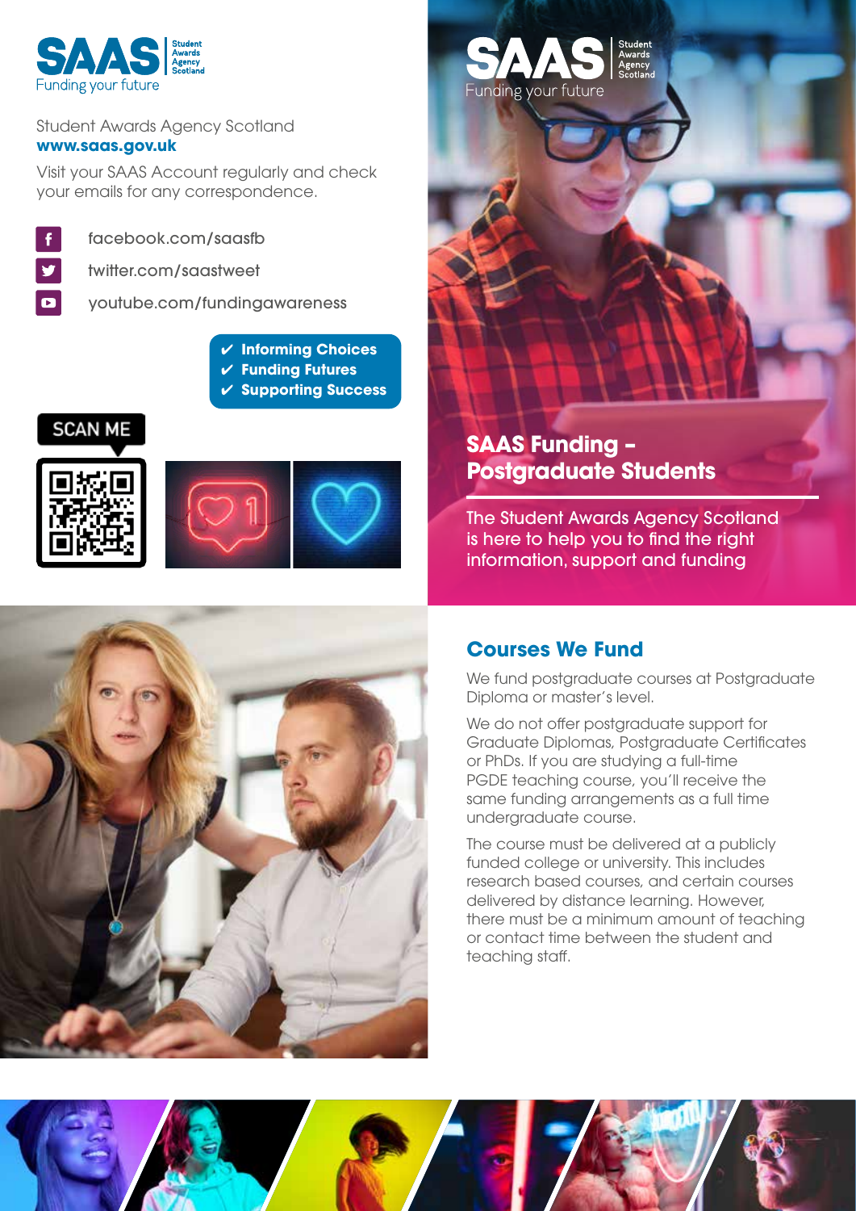SAAS Student Awards Agency Scotland
Funding your future

Student Awards Agency Scotland
**www.saas.gov.uk**

Visit your SAAS Account regularly and check your emails for any correspondence.

facebook.com/saasfb

twitter.com/saastweet

youtube.com/fundingawareness

✔ **Informing Choices**
✔ **Funding Futures**
✔ **Supporting Success**

SCAN ME

SAAS Student Awards Agency Scotland
Funding your future

# SAAS Funding – Postgraduate Students

The Student Awards Agency Scotland is here to help you to find the right information, support and funding

## Courses We Fund

We fund postgraduate courses at Postgraduate Diploma or master's level.

We do not offer postgraduate support for Graduate Diplomas, Postgraduate Certificates or PhDs. If you are studying a full-time PGDE teaching course, you'll receive the same funding arrangements as a full time undergraduate course.

The course must be delivered at a publicly funded college or university. This includes research based courses, and certain courses delivered by distance learning. However, there must be a minimum amount of teaching or contact time between the student and teaching staff.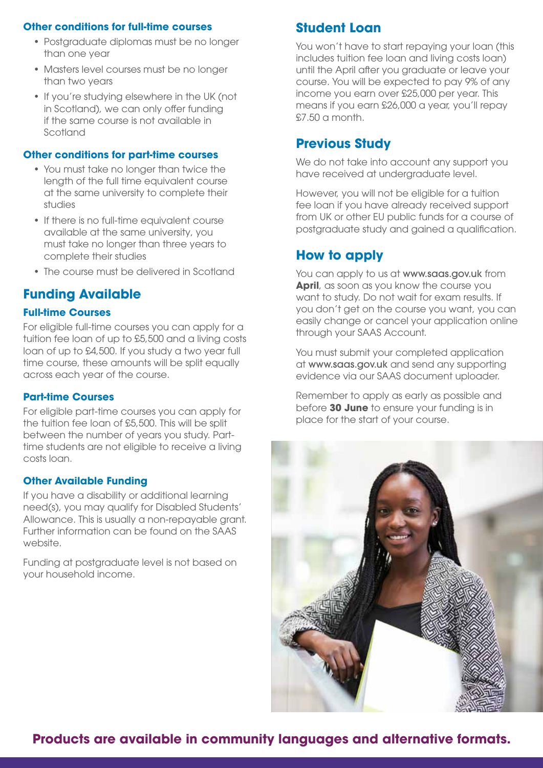### Other conditions for full-time courses

- Postgraduate diplomas must be no longer than one year
- Masters level courses must be no longer than two years
- If you're studying elsewhere in the UK (not in Scotland), we can only offer funding if the same course is not available in Scotland

### Other conditions for part-time courses

- You must take no longer than twice the length of the full time equivalent course at the same university to complete their studies
- If there is no full-time equivalent course available at the same university, you must take no longer than three years to complete their studies
- The course must be delivered in Scotland

## Funding Available

### Full-time Courses

For eligible full-time courses you can apply for a tuition fee loan of up to £5,500 and a living costs loan of up to £4,500. If you study a two year full time course, these amounts will be split equally across each year of the course.

### Part-time Courses

For eligible part-time courses you can apply for the tuition fee loan of £5,500. This will be split between the number of years you study. Part-time students are not eligible to receive a living costs loan.

### Other Available Funding

If you have a disability or additional learning need(s), you may qualify for Disabled Students' Allowance. This is usually a non-repayable grant. Further information can be found on the SAAS website.

Funding at postgraduate level is not based on your household income.

## Student Loan

You won't have to start repaying your loan (this includes tuition fee loan and living costs loan) until the April after you graduate or leave your course. You will be expected to pay 9% of any income you earn over £25,000 per year. This means if you earn £26,000 a year, you'll repay £7.50 a month.

## Previous Study

We do not take into account any support you have received at undergraduate level.

However, you will not be eligible for a tuition fee loan if you have already received support from UK or other EU public funds for a course of postgraduate study and gained a qualification.

## How to apply

You can apply to us at www.saas.gov.uk from **April**, as soon as you know the course you want to study. Do not wait for exam results. If you don't get on the course you want, you can easily change or cancel your application online through your SAAS Account.

You must submit your completed application at www.saas.gov.uk and send any supporting evidence via our SAAS document uploader.

Remember to apply as early as possible and before **30 June** to ensure your funding is in place for the start of your course.

**Products are available in community languages and alternative formats.**